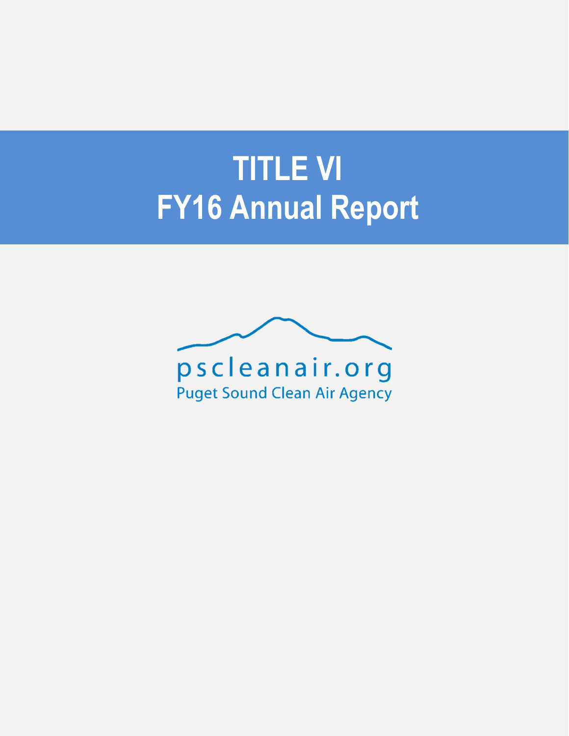# TITLE VI
# FY16 Annual Report

pscleanair.org

Puget Sound Clean Air Agency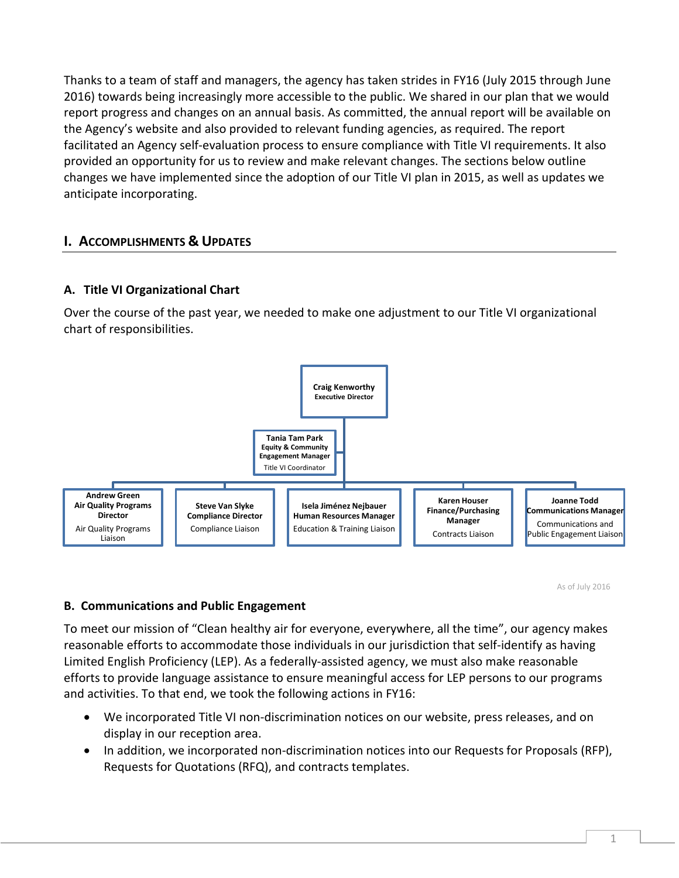Thanks to a team of staff and managers, the agency has taken strides in FY16 (July 2015 through June 2016) towards being increasingly more accessible to the public. We shared in our plan that we would report progress and changes on an annual basis. As committed, the annual report will be available on the Agency's website and also provided to relevant funding agencies, as required. The report facilitated an Agency self-evaluation process to ensure compliance with Title VI requirements. It also provided an opportunity for us to review and make relevant changes. The sections below outline changes we have implemented since the adoption of our Title VI plan in 2015, as well as updates we anticipate incorporating.

## I. Accomplishments & Updates

### A. Title VI Organizational Chart

Over the course of the past year, we needed to make one adjustment to our Title VI organizational chart of responsibilities.

**Craig Kenworthy**
Executive Director

**Tania Tam Park**
Equity & Community Engagement Manager
Title VI Coordinator

| Name / Title | Title VI Role |
|---|---|
| **Andrew Green**, Air Quality Programs Director | Air Quality Programs Liaison |
| **Steve Van Slyke**, Compliance Director | Compliance Liaison |
| **Isela Jiménez Nejbauer**, Human Resources Manager | Education & Training Liaison |
| **Karen Houser**, Finance/Purchasing Manager | Contracts Liaison |
| **Joanne Todd**, Communications Manager | Communications and Public Engagement Liaison |

As of July 2016

### B. Communications and Public Engagement

To meet our mission of "Clean healthy air for everyone, everywhere, all the time", our agency makes reasonable efforts to accommodate those individuals in our jurisdiction that self-identify as having Limited English Proficiency (LEP). As a federally-assisted agency, we must also make reasonable efforts to provide language assistance to ensure meaningful access for LEP persons to our programs and activities. To that end, we took the following actions in FY16:

- We incorporated Title VI non-discrimination notices on our website, press releases, and on display in our reception area.
- In addition, we incorporated non-discrimination notices into our Requests for Proposals (RFP), Requests for Quotations (RFQ), and contracts templates.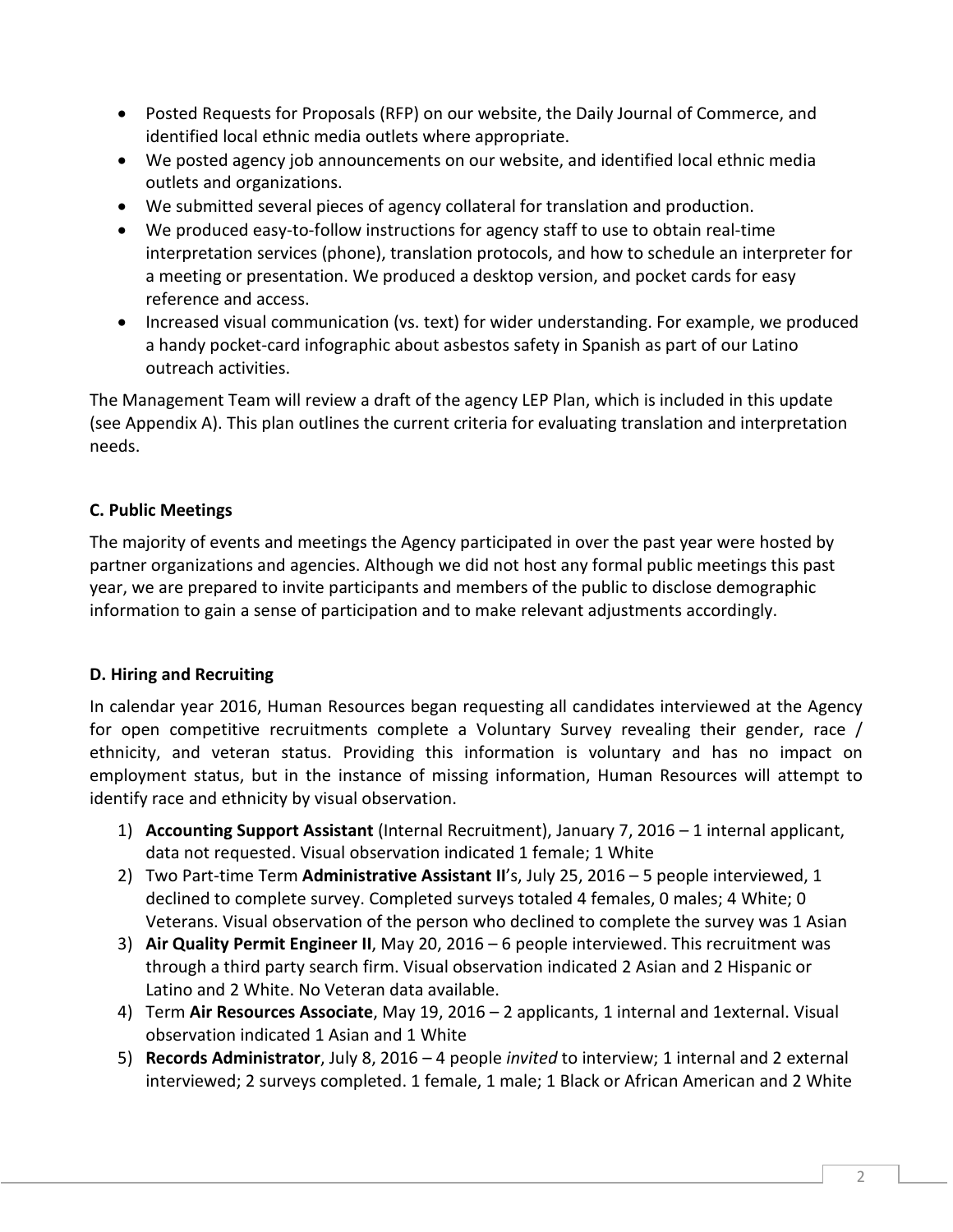- Posted Requests for Proposals (RFP) on our website, the Daily Journal of Commerce, and identified local ethnic media outlets where appropriate.
- We posted agency job announcements on our website, and identified local ethnic media outlets and organizations.
- We submitted several pieces of agency collateral for translation and production.
- We produced easy-to-follow instructions for agency staff to use to obtain real-time interpretation services (phone), translation protocols, and how to schedule an interpreter for a meeting or presentation. We produced a desktop version, and pocket cards for easy reference and access.
- Increased visual communication (vs. text) for wider understanding. For example, we produced a handy pocket-card infographic about asbestos safety in Spanish as part of our Latino outreach activities.

The Management Team will review a draft of the agency LEP Plan, which is included in this update (see Appendix A). This plan outlines the current criteria for evaluating translation and interpretation needs.

### C. Public Meetings

The majority of events and meetings the Agency participated in over the past year were hosted by partner organizations and agencies. Although we did not host any formal public meetings this past year, we are prepared to invite participants and members of the public to disclose demographic information to gain a sense of participation and to make relevant adjustments accordingly.

### D. Hiring and Recruiting

In calendar year 2016, Human Resources began requesting all candidates interviewed at the Agency for open competitive recruitments complete a Voluntary Survey revealing their gender, race / ethnicity, and veteran status. Providing this information is voluntary and has no impact on employment status, but in the instance of missing information, Human Resources will attempt to identify race and ethnicity by visual observation.

1) **Accounting Support Assistant** (Internal Recruitment), January 7, 2016 – 1 internal applicant, data not requested. Visual observation indicated 1 female; 1 White
2) Two Part-time Term **Administrative Assistant II**'s, July 25, 2016 – 5 people interviewed, 1 declined to complete survey. Completed surveys totaled 4 females, 0 males; 4 White; 0 Veterans. Visual observation of the person who declined to complete the survey was 1 Asian
3) **Air Quality Permit Engineer II**, May 20, 2016 – 6 people interviewed. This recruitment was through a third party search firm. Visual observation indicated 2 Asian and 2 Hispanic or Latino and 2 White. No Veteran data available.
4) Term **Air Resources Associate**, May 19, 2016 – 2 applicants, 1 internal and 1external. Visual observation indicated 1 Asian and 1 White
5) **Records Administrator**, July 8, 2016 – 4 people *invited* to interview; 1 internal and 2 external interviewed; 2 surveys completed. 1 female, 1 male; 1 Black or African American and 2 White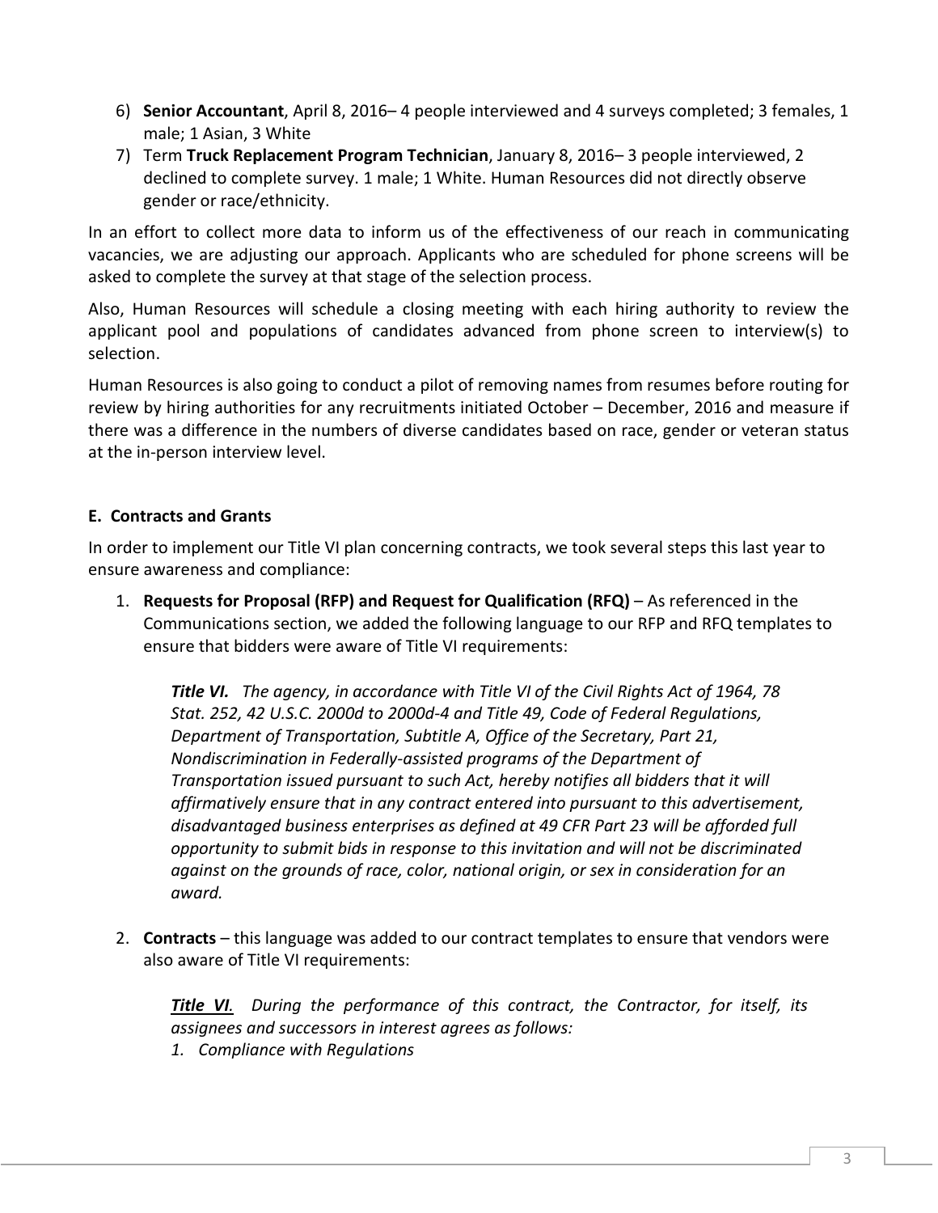6) **Senior Accountant**, April 8, 2016– 4 people interviewed and 4 surveys completed; 3 females, 1 male; 1 Asian, 3 White
7) Term **Truck Replacement Program Technician**, January 8, 2016– 3 people interviewed, 2 declined to complete survey. 1 male; 1 White. Human Resources did not directly observe gender or race/ethnicity.

In an effort to collect more data to inform us of the effectiveness of our reach in communicating vacancies, we are adjusting our approach. Applicants who are scheduled for phone screens will be asked to complete the survey at that stage of the selection process.

Also, Human Resources will schedule a closing meeting with each hiring authority to review the applicant pool and populations of candidates advanced from phone screen to interview(s) to selection.

Human Resources is also going to conduct a pilot of removing names from resumes before routing for review by hiring authorities for any recruitments initiated October – December, 2016 and measure if there was a difference in the numbers of diverse candidates based on race, gender or veteran status at the in-person interview level.

#### E. Contracts and Grants

In order to implement our Title VI plan concerning contracts, we took several steps this last year to ensure awareness and compliance:

1. **Requests for Proposal (RFP) and Request for Qualification (RFQ)** – As referenced in the Communications section, we added the following language to our RFP and RFQ templates to ensure that bidders were aware of Title VI requirements:

   ***Title VI.*** *The agency, in accordance with Title VI of the Civil Rights Act of 1964, 78 Stat. 252, 42 U.S.C. 2000d to 2000d-4 and Title 49, Code of Federal Regulations, Department of Transportation, Subtitle A, Office of the Secretary, Part 21, Nondiscrimination in Federally-assisted programs of the Department of Transportation issued pursuant to such Act, hereby notifies all bidders that it will affirmatively ensure that in any contract entered into pursuant to this advertisement, disadvantaged business enterprises as defined at 49 CFR Part 23 will be afforded full opportunity to submit bids in response to this invitation and will not be discriminated against on the grounds of race, color, national origin, or sex in consideration for an award.*

2. **Contracts** – this language was added to our contract templates to ensure that vendors were also aware of Title VI requirements:

   ***Title VI.*** *During the performance of this contract, the Contractor, for itself, its assignees and successors in interest agrees as follows:*

   *1. Compliance with Regulations*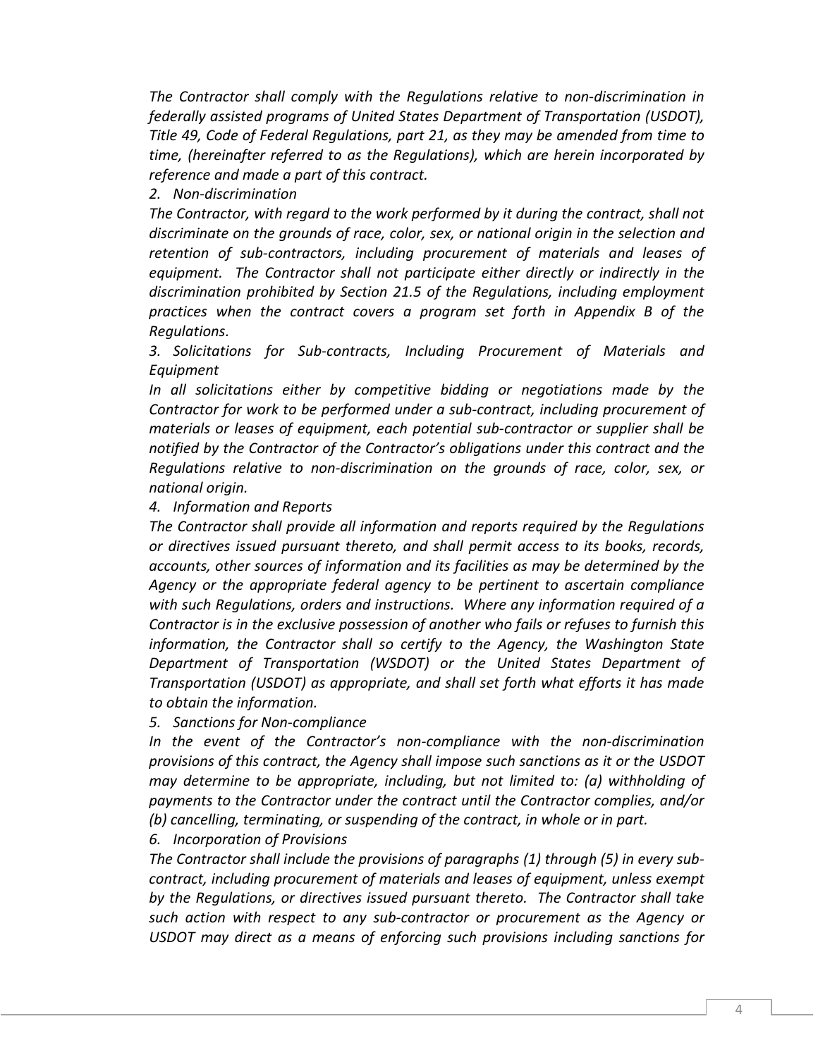*The Contractor shall comply with the Regulations relative to non-discrimination in federally assisted programs of United States Department of Transportation (USDOT), Title 49, Code of Federal Regulations, part 21, as they may be amended from time to time, (hereinafter referred to as the Regulations), which are herein incorporated by reference and made a part of this contract.*

*2. Non-discrimination*

*The Contractor, with regard to the work performed by it during the contract, shall not discriminate on the grounds of race, color, sex, or national origin in the selection and retention of sub-contractors, including procurement of materials and leases of equipment. The Contractor shall not participate either directly or indirectly in the discrimination prohibited by Section 21.5 of the Regulations, including employment practices when the contract covers a program set forth in Appendix B of the Regulations.*

*3. Solicitations for Sub-contracts, Including Procurement of Materials and Equipment*

*In all solicitations either by competitive bidding or negotiations made by the Contractor for work to be performed under a sub-contract, including procurement of materials or leases of equipment, each potential sub-contractor or supplier shall be notified by the Contractor of the Contractor's obligations under this contract and the Regulations relative to non-discrimination on the grounds of race, color, sex, or national origin.*

*4. Information and Reports*

*The Contractor shall provide all information and reports required by the Regulations or directives issued pursuant thereto, and shall permit access to its books, records, accounts, other sources of information and its facilities as may be determined by the Agency or the appropriate federal agency to be pertinent to ascertain compliance with such Regulations, orders and instructions. Where any information required of a Contractor is in the exclusive possession of another who fails or refuses to furnish this information, the Contractor shall so certify to the Agency, the Washington State Department of Transportation (WSDOT) or the United States Department of Transportation (USDOT) as appropriate, and shall set forth what efforts it has made to obtain the information.*

*5. Sanctions for Non-compliance*

*In the event of the Contractor's non-compliance with the non-discrimination provisions of this contract, the Agency shall impose such sanctions as it or the USDOT may determine to be appropriate, including, but not limited to: (a) withholding of payments to the Contractor under the contract until the Contractor complies, and/or (b) cancelling, terminating, or suspending of the contract, in whole or in part.*

*6. Incorporation of Provisions*

*The Contractor shall include the provisions of paragraphs (1) through (5) in every sub-contract, including procurement of materials and leases of equipment, unless exempt by the Regulations, or directives issued pursuant thereto. The Contractor shall take such action with respect to any sub-contractor or procurement as the Agency or USDOT may direct as a means of enforcing such provisions including sanctions for*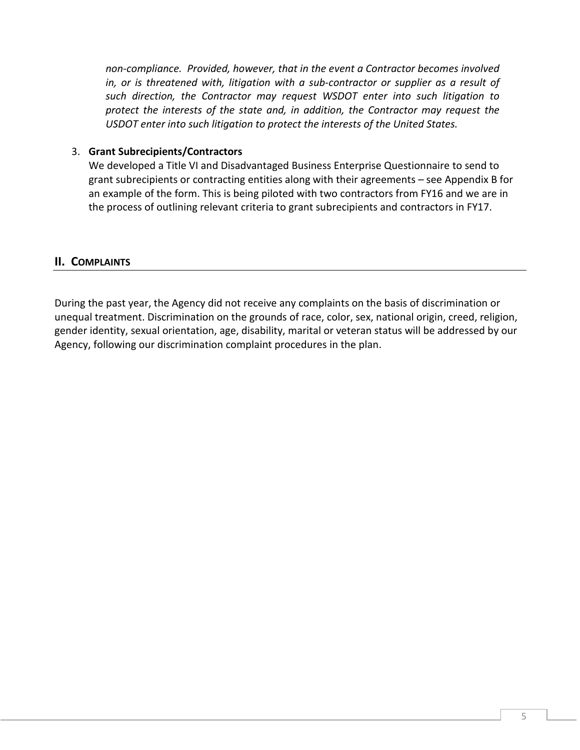*non-compliance. Provided, however, that in the event a Contractor becomes involved in, or is threatened with, litigation with a sub-contractor or supplier as a result of such direction, the Contractor may request WSDOT enter into such litigation to protect the interests of the state and, in addition, the Contractor may request the USDOT enter into such litigation to protect the interests of the United States.*

3. **Grant Subrecipients/Contractors**
   We developed a Title VI and Disadvantaged Business Enterprise Questionnaire to send to grant subrecipients or contracting entities along with their agreements – see Appendix B for an example of the form. This is being piloted with two contractors from FY16 and we are in the process of outlining relevant criteria to grant subrecipients and contractors in FY17.

## II. Complaints

During the past year, the Agency did not receive any complaints on the basis of discrimination or unequal treatment. Discrimination on the grounds of race, color, sex, national origin, creed, religion, gender identity, sexual orientation, age, disability, marital or veteran status will be addressed by our Agency, following our discrimination complaint procedures in the plan.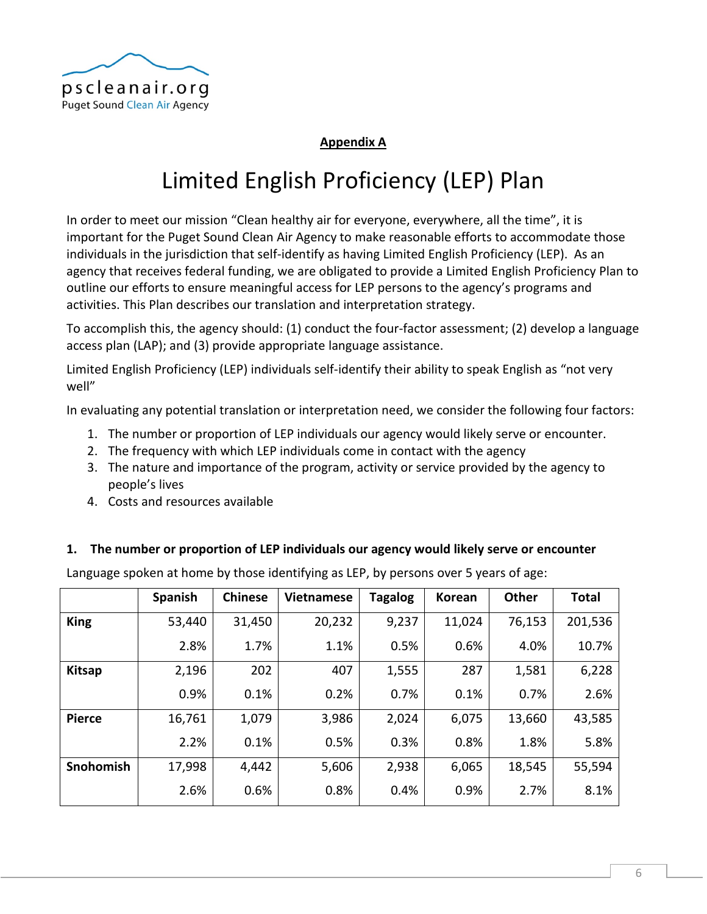pscleanair.org
Puget Sound Clean Air Agency

**Appendix A**

# Limited English Proficiency (LEP) Plan

In order to meet our mission "Clean healthy air for everyone, everywhere, all the time", it is important for the Puget Sound Clean Air Agency to make reasonable efforts to accommodate those individuals in the jurisdiction that self-identify as having Limited English Proficiency (LEP). As an agency that receives federal funding, we are obligated to provide a Limited English Proficiency Plan to outline our efforts to ensure meaningful access for LEP persons to the agency's programs and activities. This Plan describes our translation and interpretation strategy.

To accomplish this, the agency should: (1) conduct the four-factor assessment; (2) develop a language access plan (LAP); and (3) provide appropriate language assistance.

Limited English Proficiency (LEP) individuals self-identify their ability to speak English as "not very well"

In evaluating any potential translation or interpretation need, we consider the following four factors:

1. The number or proportion of LEP individuals our agency would likely serve or encounter.
2. The frequency with which LEP individuals come in contact with the agency
3. The nature and importance of the program, activity or service provided by the agency to people's lives
4. Costs and resources available

### 1. The number or proportion of LEP individuals our agency would likely serve or encounter

Language spoken at home by those identifying as LEP, by persons over 5 years of age:

| | Spanish | Chinese | Vietnamese | Tagalog | Korean | Other | Total |
|---|---|---|---|---|---|---|---|
| **King** | 53,440 | 31,450 | 20,232 | 9,237 | 11,024 | 76,153 | 201,536 |
| | 2.8% | 1.7% | 1.1% | 0.5% | 0.6% | 4.0% | 10.7% |
| **Kitsap** | 2,196 | 202 | 407 | 1,555 | 287 | 1,581 | 6,228 |
| | 0.9% | 0.1% | 0.2% | 0.7% | 0.1% | 0.7% | 2.6% |
| **Pierce** | 16,761 | 1,079 | 3,986 | 2,024 | 6,075 | 13,660 | 43,585 |
| | 2.2% | 0.1% | 0.5% | 0.3% | 0.8% | 1.8% | 5.8% |
| **Snohomish** | 17,998 | 4,442 | 5,606 | 2,938 | 6,065 | 18,545 | 55,594 |
| | 2.6% | 0.6% | 0.8% | 0.4% | 0.9% | 2.7% | 8.1% |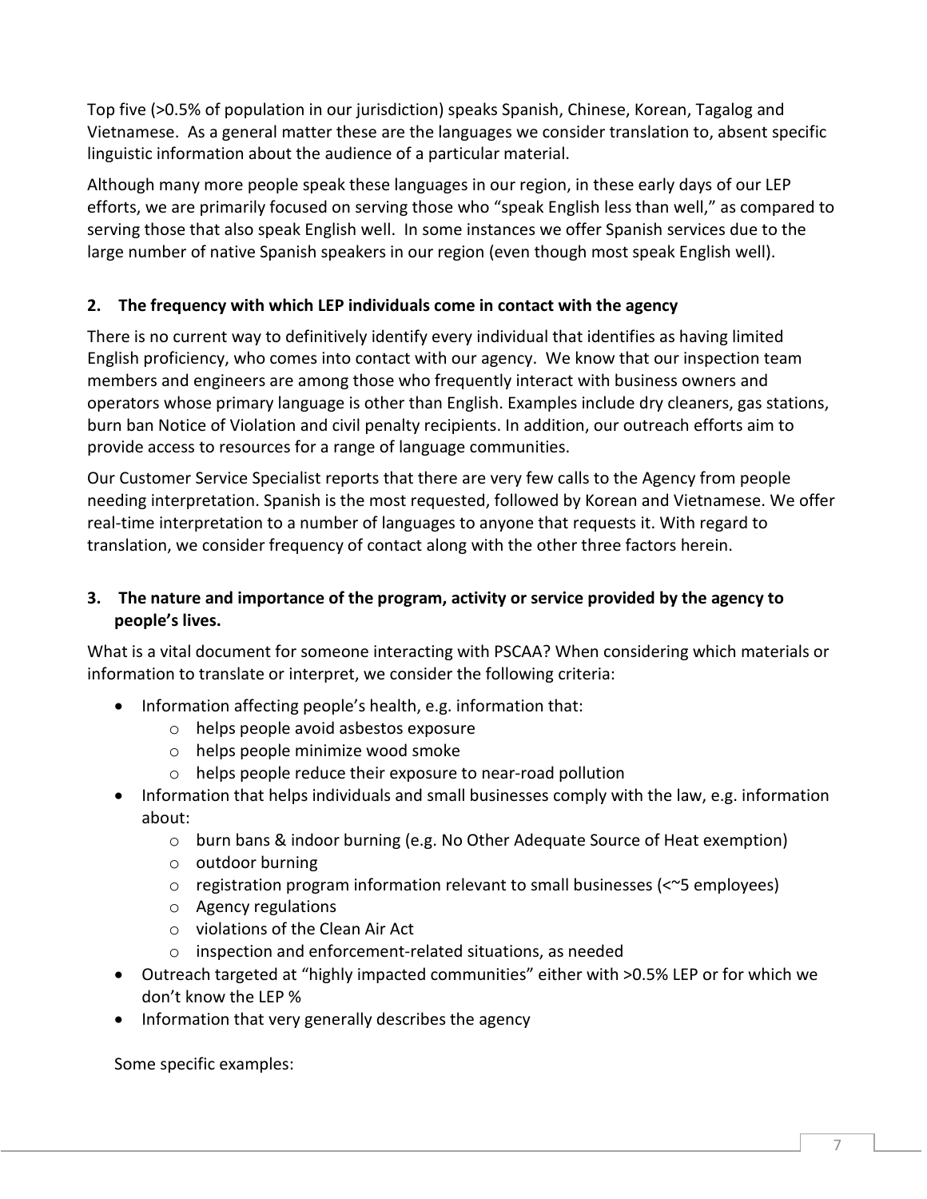Top five (>0.5% of population in our jurisdiction) speaks Spanish, Chinese, Korean, Tagalog and Vietnamese. As a general matter these are the languages we consider translation to, absent specific linguistic information about the audience of a particular material.

Although many more people speak these languages in our region, in these early days of our LEP efforts, we are primarily focused on serving those who "speak English less than well," as compared to serving those that also speak English well. In some instances we offer Spanish services due to the large number of native Spanish speakers in our region (even though most speak English well).

## 2. The frequency with which LEP individuals come in contact with the agency

There is no current way to definitively identify every individual that identifies as having limited English proficiency, who comes into contact with our agency. We know that our inspection team members and engineers are among those who frequently interact with business owners and operators whose primary language is other than English. Examples include dry cleaners, gas stations, burn ban Notice of Violation and civil penalty recipients. In addition, our outreach efforts aim to provide access to resources for a range of language communities.

Our Customer Service Specialist reports that there are very few calls to the Agency from people needing interpretation. Spanish is the most requested, followed by Korean and Vietnamese. We offer real-time interpretation to a number of languages to anyone that requests it. With regard to translation, we consider frequency of contact along with the other three factors herein.

## 3. The nature and importance of the program, activity or service provided by the agency to people's lives.

What is a vital document for someone interacting with PSCAA? When considering which materials or information to translate or interpret, we consider the following criteria:

- Information affecting people's health, e.g. information that:
  - helps people avoid asbestos exposure
  - helps people minimize wood smoke
  - helps people reduce their exposure to near-road pollution
- Information that helps individuals and small businesses comply with the law, e.g. information about:
  - burn bans & indoor burning (e.g. No Other Adequate Source of Heat exemption)
  - outdoor burning
  - registration program information relevant to small businesses (<~5 employees)
  - Agency regulations
  - violations of the Clean Air Act
  - inspection and enforcement-related situations, as needed
- Outreach targeted at "highly impacted communities" either with >0.5% LEP or for which we don't know the LEP %
- Information that very generally describes the agency

Some specific examples: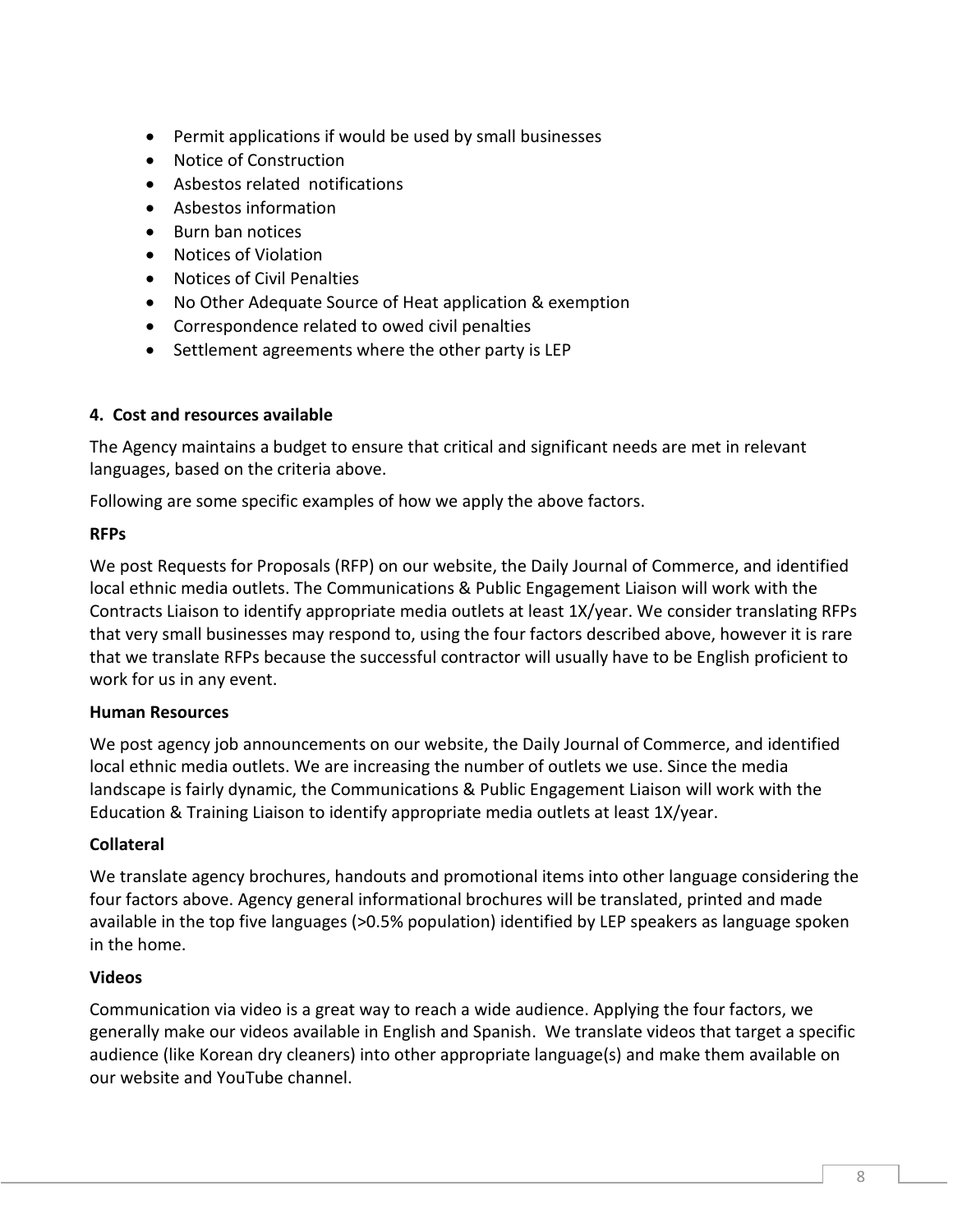- Permit applications if would be used by small businesses
- Notice of Construction
- Asbestos related notifications
- Asbestos information
- Burn ban notices
- Notices of Violation
- Notices of Civil Penalties
- No Other Adequate Source of Heat application & exemption
- Correspondence related to owed civil penalties
- Settlement agreements where the other party is LEP

#### 4. Cost and resources available

The Agency maintains a budget to ensure that critical and significant needs are met in relevant languages, based on the criteria above.

Following are some specific examples of how we apply the above factors.

**RFPs**

We post Requests for Proposals (RFP) on our website, the Daily Journal of Commerce, and identified local ethnic media outlets. The Communications & Public Engagement Liaison will work with the Contracts Liaison to identify appropriate media outlets at least 1X/year. We consider translating RFPs that very small businesses may respond to, using the four factors described above, however it is rare that we translate RFPs because the successful contractor will usually have to be English proficient to work for us in any event.

**Human Resources**

We post agency job announcements on our website, the Daily Journal of Commerce, and identified local ethnic media outlets. We are increasing the number of outlets we use. Since the media landscape is fairly dynamic, the Communications & Public Engagement Liaison will work with the Education & Training Liaison to identify appropriate media outlets at least 1X/year.

**Collateral**

We translate agency brochures, handouts and promotional items into other language considering the four factors above. Agency general informational brochures will be translated, printed and made available in the top five languages (>0.5% population) identified by LEP speakers as language spoken in the home.

**Videos**

Communication via video is a great way to reach a wide audience. Applying the four factors, we generally make our videos available in English and Spanish. We translate videos that target a specific audience (like Korean dry cleaners) into other appropriate language(s) and make them available on our website and YouTube channel.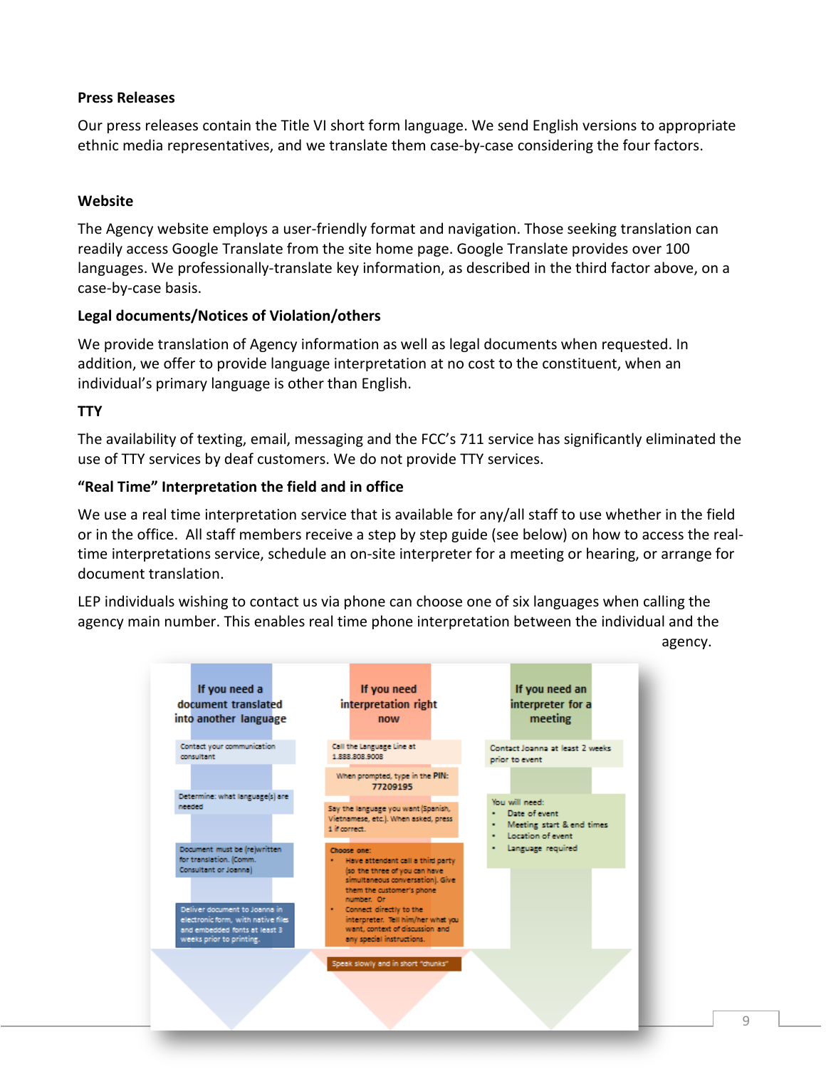### Press Releases

Our press releases contain the Title VI short form language. We send English versions to appropriate ethnic media representatives, and we translate them case-by-case considering the four factors.

### Website

The Agency website employs a user-friendly format and navigation. Those seeking translation can readily access Google Translate from the site home page. Google Translate provides over 100 languages. We professionally-translate key information, as described in the third factor above, on a case-by-case basis.

### Legal documents/Notices of Violation/others

We provide translation of Agency information as well as legal documents when requested. In addition, we offer to provide language interpretation at no cost to the constituent, when an individual's primary language is other than English.

### TTY

The availability of texting, email, messaging and the FCC's 711 service has significantly eliminated the use of TTY services by deaf customers. We do not provide TTY services.

### "Real Time" Interpretation the field and in office

We use a real time interpretation service that is available for any/all staff to use whether in the field or in the office. All staff members receive a step by step guide (see below) on how to access the real-time interpretations service, schedule an on-site interpreter for a meeting or hearing, or arrange for document translation.

LEP individuals wishing to contact us via phone can choose one of six languages when calling the agency main number. This enables real time phone interpretation between the individual and the agency.

**If you need a document translated into another language**

- Contact your communication consultant
- Determine: what language(s) are needed
- Document must be (re)written for translation. (Comm. Consultant or Joanna)
- Deliver document to Joanna in electronic form, with native files and embedded fonts at least 3 weeks prior to printing.

**If you need interpretation right now**

- Call the Language Line at 1.888.808.9008
- When prompted, type in the PIN: 77209195
- Say the language you want (Spanish, Vietnamese, etc.). When asked, press 1 if correct.
- Choose one:
  - Have attendant call a third party (so the three of you can have simultaneous conversation). Give them the customer's phone number. Or
  - Connect directly to the interpreter. Tell him/her what you want, context of discussion and any special instructions.
- Speak slowly and in short "chunks"

**If you need an interpreter for a meeting**

- Contact Joanna at least 2 weeks prior to event
- You will need:
  - Date of event
  - Meeting start & end times
  - Location of event
  - Language required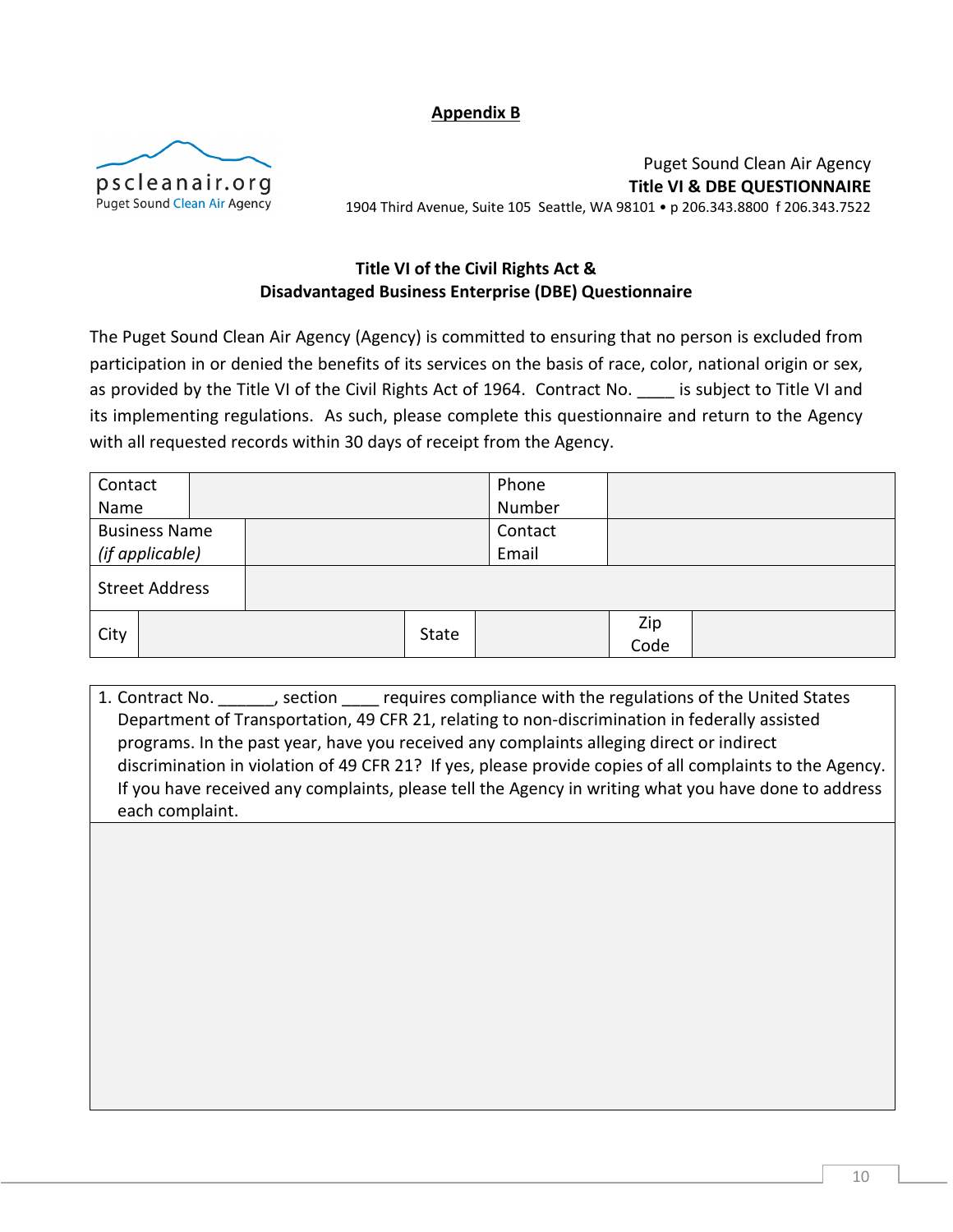**Appendix B**

pscleanair.org
Puget Sound Clean Air Agency

Puget Sound Clean Air Agency
**Title VI & DBE QUESTIONNAIRE**
1904 Third Avenue, Suite 105 Seattle, WA 98101 • p 206.343.8800 f 206.343.7522

## Title VI of the Civil Rights Act & Disadvantaged Business Enterprise (DBE) Questionnaire

The Puget Sound Clean Air Agency (Agency) is committed to ensuring that no person is excluded from participation in or denied the benefits of its services on the basis of race, color, national origin or sex, as provided by the Title VI of the Civil Rights Act of 1964. Contract No. ____ is subject to Title VI and its implementing regulations. As such, please complete this questionnaire and return to the Agency with all requested records within 30 days of receipt from the Agency.

| | | | | | |
|---|---|---|---|---|---|
| Contact Name | | | Phone Number | | |
| Business Name *(if applicable)* | | | Contact Email | | |
| Street Address | | | | | |
| City | | State | | Zip Code | |

| |
|---|
| 1. Contract No. ______, section ____ requires compliance with the regulations of the United States Department of Transportation, 49 CFR 21, relating to non-discrimination in federally assisted programs. In the past year, have you received any complaints alleging direct or indirect discrimination in violation of 49 CFR 21? If yes, please provide copies of all complaints to the Agency. If you have received any complaints, please tell the Agency in writing what you have done to address each complaint. |
| |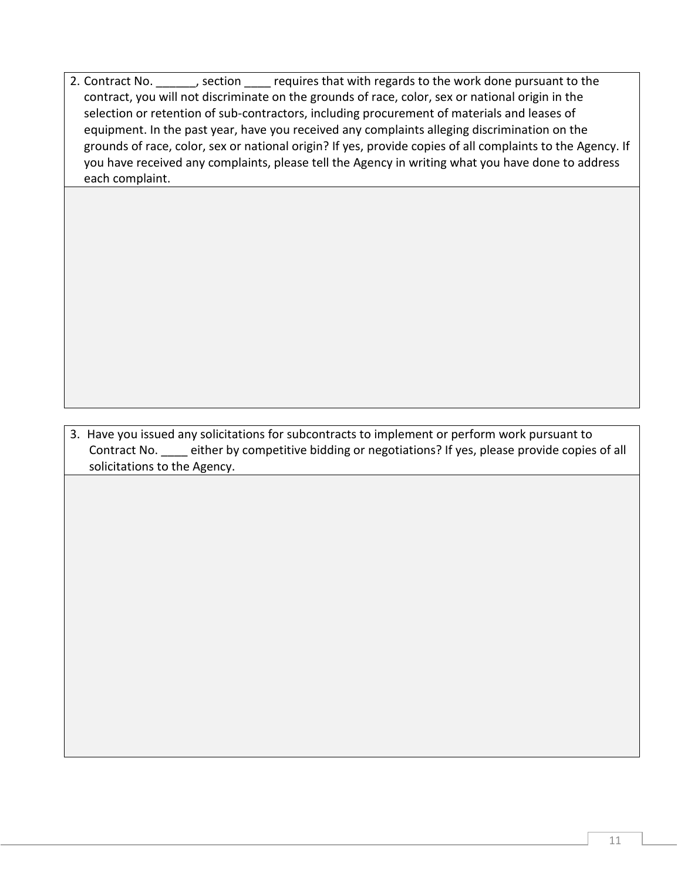2. Contract No. ______, section ____ requires that with regards to the work done pursuant to the contract, you will not discriminate on the grounds of race, color, sex or national origin in the selection or retention of sub-contractors, including procurement of materials and leases of equipment. In the past year, have you received any complaints alleging discrimination on the grounds of race, color, sex or national origin? If yes, provide copies of all complaints to the Agency. If you have received any complaints, please tell the Agency in writing what you have done to address each complaint.

3. Have you issued any solicitations for subcontracts to implement or perform work pursuant to Contract No. ____ either by competitive bidding or negotiations? If yes, please provide copies of all solicitations to the Agency.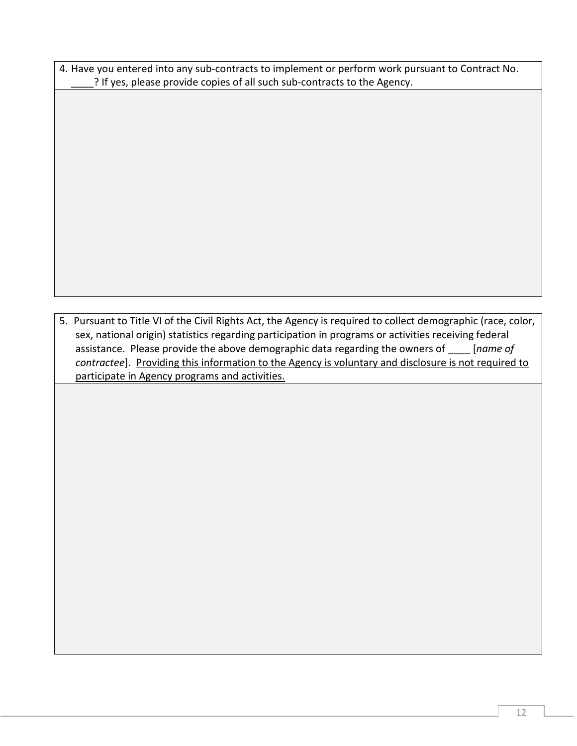4. Have you entered into any sub-contracts to implement or perform work pursuant to Contract No. ____? If yes, please provide copies of all such sub-contracts to the Agency.

5. Pursuant to Title VI of the Civil Rights Act, the Agency is required to collect demographic (race, color, sex, national origin) statistics regarding participation in programs or activities receiving federal assistance. Please provide the above demographic data regarding the owners of ____ [*name of contractee*]. <u>Providing this information to the Agency is voluntary and disclosure is not required to participate in Agency programs and activities.</u>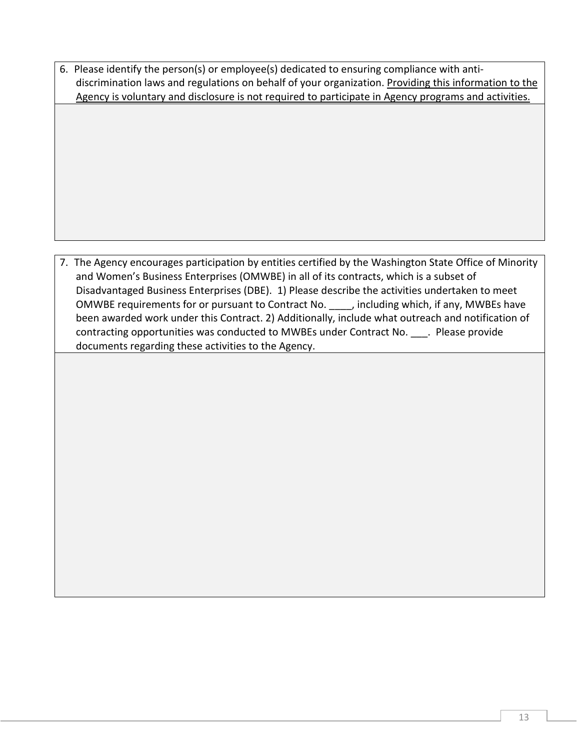6. Please identify the person(s) or employee(s) dedicated to ensuring compliance with anti-discrimination laws and regulations on behalf of your organization. <u>Providing this information to the Agency is voluntary and disclosure is not required to participate in Agency programs and activities.</u>

| |
|---|
| |

7. The Agency encourages participation by entities certified by the Washington State Office of Minority and Women's Business Enterprises (OMWBE) in all of its contracts, which is a subset of Disadvantaged Business Enterprises (DBE). 1) Please describe the activities undertaken to meet OMWBE requirements for or pursuant to Contract No. ____, including which, if any, MWBEs have been awarded work under this Contract. 2) Additionally, include what outreach and notification of contracting opportunities was conducted to MWBEs under Contract No. ___. Please provide documents regarding these activities to the Agency.

| |
|---|
| |